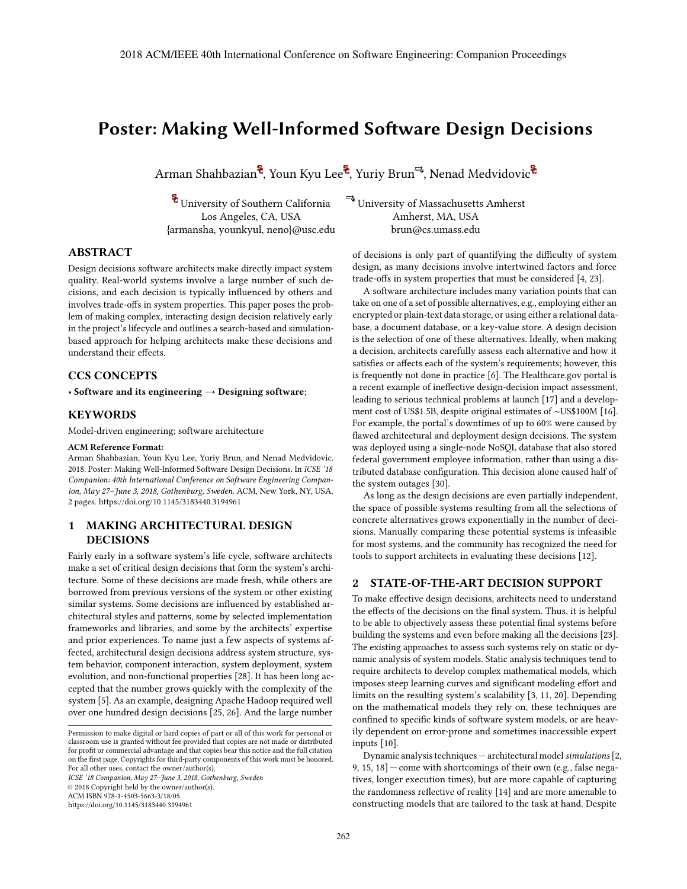# Poster: Making Well-Informed Software Design Decisions

Arman Shahbazian, Youn Kyu Lee, Yuriy Brun, Nenad Medvidovic

University of Southern California
Los Angeles, CA, USA
{armansha, younkyul, neno}@usc.edu

University of Massachusetts Amherst
Amherst, MA, USA
brun@cs.umass.edu

## ABSTRACT

Design decisions software architects make directly impact system quality. Real-world systems involve a large number of such decisions, and each decision is typically influenced by others and involves trade-offs in system properties. This paper poses the problem of making complex, interacting design decision relatively early in the project's lifecycle and outlines a search-based and simulation-based approach for helping architects make these decisions and understand their effects.

## CCS CONCEPTS

• **Software and its engineering → Designing software**;

## KEYWORDS

Model-driven engineering; software architecture

**ACM Reference Format:**

Arman Shahbazian, Youn Kyu Lee, Yuriy Brun, and Nenad Medvidovic. 2018. Poster: Making Well-Informed Software Design Decisions. In *ICSE '18 Companion: 40th International Conference on Software Engineering Companion, May 27–June 3, 2018, Gothenburg, Sweden.* ACM, New York, NY, USA, 2 pages. https://doi.org/10.1145/3183440.3194961

## 1 MAKING ARCHITECTURAL DESIGN DECISIONS

Fairly early in a software system's life cycle, software architects make a set of critical design decisions that form the system's architecture. Some of these decisions are made fresh, while others are borrowed from previous versions of the system or other existing similar systems. Some decisions are influenced by established architectural styles and patterns, some by selected implementation frameworks and libraries, and some by the architects' expertise and prior experiences. To name just a few aspects of systems affected, architectural design decisions address system structure, system behavior, component interaction, system deployment, system evolution, and non-functional properties [28]. It has been long accepted that the number grows quickly with the complexity of the system [5]. As an example, designing Apache Hadoop required well over one hundred design decisions [25, 26]. And the large number of decisions is only part of quantifying the difficulty of system design, as many decisions involve intertwined factors and force trade-offs in system properties that must be considered [4, 23].

A software architecture includes many variation points that can take on one of a set of possible alternatives, e.g., employing either an encrypted or plain-text data storage, or using either a relational database, a document database, or a key-value store. A design decision is the selection of one of these alternatives. Ideally, when making a decision, architects carefully assess each alternative and how it satisfies or affects each of the system's requirements; however, this is frequently not done in practice [6]. The Healthcare.gov portal is a recent example of ineffective design-decision impact assessment, leading to serious technical problems at launch [17] and a development cost of US$1.5B, despite original estimates of ~US$100M [16]. For example, the portal's downtimes of up to 60% were caused by flawed architectural and deployment design decisions. The system was deployed using a single-node NoSQL database that also stored federal government employee information, rather than using a distributed database configuration. This decision alone caused half of the system outages [30].

As long as the design decisions are even partially independent, the space of possible systems resulting from all the selections of concrete alternatives grows exponentially in the number of decisions. Manually comparing these potential systems is infeasible for most systems, and the community has recognized the need for tools to support architects in evaluating these decisions [12].

## 2 STATE-OF-THE-ART DECISION SUPPORT

To make effective design decisions, architects need to understand the effects of the decisions on the final system. Thus, it is helpful to be able to objectively assess these potential final systems before building the systems and even before making all the decisions [23]. The existing approaches to assess such systems rely on static or dynamic analysis of system models. Static analysis techniques tend to require architects to develop complex mathematical models, which imposes steep learning curves and significant modeling effort and limits on the resulting system's scalability [3, 11, 20]. Depending on the mathematical models they rely on, these techniques are confined to specific kinds of software system models, or are heavily dependent on error-prone and sometimes inaccessible expert inputs [10].

Dynamic analysis techniques — architectural model *simulations* [2, 9, 15, 18] — come with shortcomings of their own (e.g., false negatives, longer execution times), but are more capable of capturing the randomness reflective of reality [14] and are more amenable to constructing models that are tailored to the task at hand. Despite

Permission to make digital or hard copies of part or all of this work for personal or classroom use is granted without fee provided that copies are not made or distributed for profit or commercial advantage and that copies bear this notice and the full citation on the first page. Copyrights for third-party components of this work must be honored. For all other uses, contact the owner/author(s).
*ICSE '18 Companion, May 27–June 3, 2018, Gothenburg, Sweden*
© 2018 Copyright held by the owner/author(s).
ACM ISBN 978-1-4503-5663-3/18/05.
https://doi.org/10.1145/3183440.3194961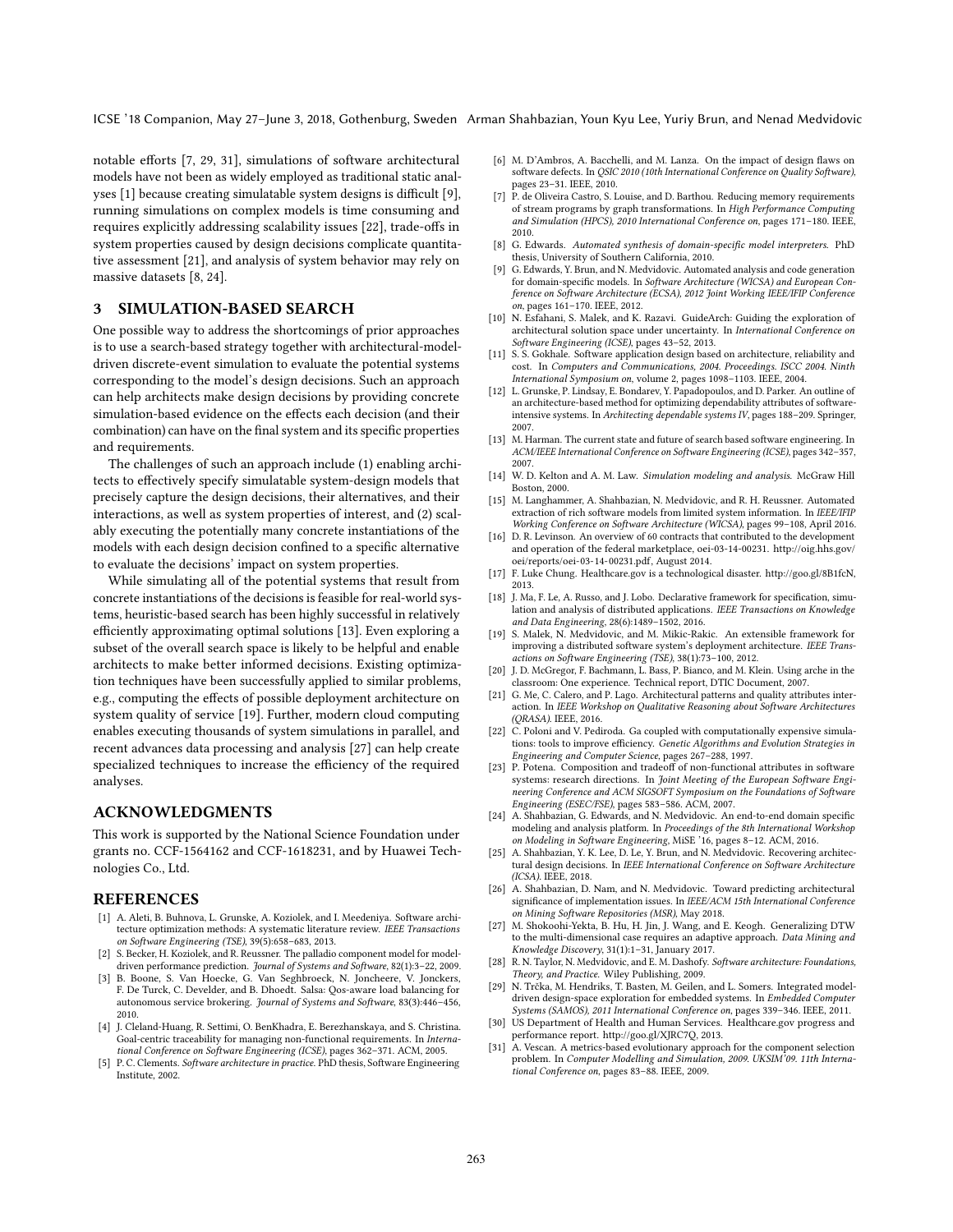notable efforts [7, 29, 31], simulations of software architectural models have not been as widely employed as traditional static analyses [1] because creating simulatable system designs is difficult [9], running simulations on complex models is time consuming and requires explicitly addressing scalability issues [22], trade-offs in system properties caused by design decisions complicate quantitative assessment [21], and analysis of system behavior may rely on massive datasets [8, 24].

## 3 SIMULATION-BASED SEARCH

One possible way to address the shortcomings of prior approaches is to use a search-based strategy together with architectural-model-driven discrete-event simulation to evaluate the potential systems corresponding to the model's design decisions. Such an approach can help architects make design decisions by providing concrete simulation-based evidence on the effects each decision (and their combination) can have on the final system and its specific properties and requirements.

The challenges of such an approach include (1) enabling architects to effectively specify simulatable system-design models that precisely capture the design decisions, their alternatives, and their interactions, as well as system properties of interest, and (2) scalably executing the potentially many concrete instantiations of the models with each design decision confined to a specific alternative to evaluate the decisions' impact on system properties.

While simulating all of the potential systems that result from concrete instantiations of the decisions is feasible for real-world systems, heuristic-based search has been highly successful in relatively efficiently approximating optimal solutions [13]. Even exploring a subset of the overall search space is likely to be helpful and enable architects to make better informed decisions. Existing optimization techniques have been successfully applied to similar problems, e.g., computing the effects of possible deployment architecture on system quality of service [19]. Further, modern cloud computing enables executing thousands of system simulations in parallel, and recent advances data processing and analysis [27] can help create specialized techniques to increase the efficiency of the required analyses.

## ACKNOWLEDGMENTS

This work is supported by the National Science Foundation under grants no. CCF-1564162 and CCF-1618231, and by Huawei Technologies Co., Ltd.

## REFERENCES

- [1] A. Aleti, B. Buhnova, L. Grunske, A. Koziolek, and I. Meedeniya. Software architecture optimization methods: A systematic literature review. *IEEE Transactions on Software Engineering (TSE)*, 39(5):658–683, 2013.
- [2] S. Becker, H. Koziolek, and R. Reussner. The palladio component model for model-driven performance prediction. *Journal of Systems and Software*, 82(1):3–22, 2009.
- [3] B. Boone, S. Van Hoecke, G. Van Seghbroeck, N. Joncheere, V. Jonckers, F. De Turck, C. Develder, and B. Dhoedt. Salsa: Qos-aware load balancing for autonomous service brokering. *Journal of Systems and Software*, 83(3):446–456, 2010.
- [4] J. Cleland-Huang, R. Settimi, O. BenKhadra, E. Berezhanskaya, and S. Christina. Goal-centric traceability for managing non-functional requirements. In *International Conference on Software Engineering (ICSE)*, pages 362–371. ACM, 2005.
- [5] P. C. Clements. *Software architecture in practice*. PhD thesis, Software Engineering Institute, 2002.
- [6] M. D'Ambros, A. Bacchelli, and M. Lanza. On the impact of design flaws on software defects. In *QSIC 2010 (10th International Conference on Quality Software)*, pages 23–31. IEEE, 2010.
- [7] P. de Oliveira Castro, S. Louise, and D. Barthou. Reducing memory requirements of stream programs by graph transformations. In *High Performance Computing and Simulation (HPCS), 2010 International Conference on*, pages 171–180. IEEE, 2010.
- [8] G. Edwards. *Automated synthesis of domain-specific model interpreters*. PhD thesis, University of Southern California, 2010.
- [9] G. Edwards, Y. Brun, and N. Medvidovic. Automated analysis and code generation for domain-specific models. In *Software Architecture (WICSA) and European Conference on Software Architecture (ECSA), 2012 Joint Working IEEE/IFIP Conference on*, pages 161–170. IEEE, 2012.
- [10] N. Esfahani, S. Malek, and K. Razavi. GuideArch: Guiding the exploration of architectural solution space under uncertainty. In *International Conference on Software Engineering (ICSE)*, pages 43–52, 2013.
- [11] S. S. Gokhale. Software application design based on architecture, reliability and cost. In *Computers and Communications, 2004. Proceedings. ISCC 2004. Ninth International Symposium on*, volume 2, pages 1098–1103. IEEE, 2004.
- [12] L. Grunske, P. Lindsay, E. Bondarev, Y. Papadopoulos, and D. Parker. An outline of an architecture-based method for optimizing dependability attributes of software-intensive systems. In *Architecting dependable systems IV*, pages 188–209. Springer, 2007.
- [13] M. Harman. The current state and future of search based software engineering. In *ACM/IEEE International Conference on Software Engineering (ICSE)*, pages 342–357, 2007.
- [14] W. D. Kelton and A. M. Law. *Simulation modeling and analysis*. McGraw Hill Boston, 2000.
- [15] M. Langhammer, A. Shahbazian, N. Medvidovic, and R. H. Reussner. Automated extraction of rich software models from limited system information. In *IEEE/IFIP Working Conference on Software Architecture (WICSA)*, pages 99–108, April 2016.
- [16] D. R. Levinson. An overview of 60 contracts that contributed to the development and operation of the federal marketplace, oei-03-14-00231. http://oig.hhs.gov/oei/reports/oei-03-14-00231.pdf, August 2014.
- [17] F. Luke Chung. Healthcare.gov is a technological disaster. http://goo.gl/8B1fcN, 2013.
- [18] J. Ma, F. Le, A. Russo, and J. Lobo. Declarative framework for specification, simulation and analysis of distributed applications. *IEEE Transactions on Knowledge and Data Engineering*, 28(6):1489–1502, 2016.
- [19] S. Malek, N. Medvidovic, and M. Mikic-Rakic. An extensible framework for improving a distributed software system's deployment architecture. *IEEE Transactions on Software Engineering (TSE)*, 38(1):73–100, 2012.
- [20] J. D. McGregor, F. Bachmann, L. Bass, P. Bianco, and M. Klein. Using arche in the classroom: One experience. Technical report, DTIC Document, 2007.
- [21] G. Me, C. Calero, and P. Lago. Architectural patterns and quality attributes interaction. In *IEEE Workshop on Qualitative Reasoning about Software Architectures (QRASA)*. IEEE, 2016.
- [22] C. Poloni and V. Pediroda. Ga coupled with computationally expensive simulations: tools to improve efficiency. *Genetic Algorithms and Evolution Strategies in Engineering and Computer Science*, pages 267–288, 1997.
- [23] P. Potena. Composition and tradeoff of non-functional attributes in software systems: research directions. In *Joint Meeting of the European Software Engineering Conference and ACM SIGSOFT Symposium on the Foundations of Software Engineering (ESEC/FSE)*, pages 583–586. ACM, 2007.
- [24] A. Shahbazian, G. Edwards, and N. Medvidovic. An end-to-end domain specific modeling and analysis platform. In *Proceedings of the 8th International Workshop on Modeling in Software Engineering*, MiSE '16, pages 8–12. ACM, 2016.
- [25] A. Shahbazian, Y. K. Lee, D. Le, Y. Brun, and N. Medvidovic. Recovering architectural design decisions. In *IEEE International Conference on Software Architecture (ICSA)*. IEEE, 2018.
- [26] A. Shahbazian, D. Nam, and N. Medvidovic. Toward predicting architectural significance of implementation issues. In *IEEE/ACM 15th International Conference on Mining Software Repositories (MSR)*, May 2018.
- [27] M. Shokoohi-Yekta, B. Hu, H. Jin, J. Wang, and E. Keogh. Generalizing DTW to the multi-dimensional case requires an adaptive approach. *Data Mining and Knowledge Discovery*, 31(1):1–31, January 2017.
- [28] R. N. Taylor, N. Medvidovic, and E. M. Dashofy. *Software architecture: Foundations, Theory, and Practice*. Wiley Publishing, 2009.
- [29] N. Trčka, M. Hendriks, T. Basten, M. Geilen, and L. Somers. Integrated model-driven design-space exploration for embedded systems. In *Embedded Computer Systems (SAMOS), 2011 International Conference on*, pages 339–346. IEEE, 2011.
- [30] US Department of Health and Human Services. Healthcare.gov progress and performance report. http://goo.gl/XJRC7Q, 2013.
- [31] A. Vescan. A metrics-based evolutionary approach for the component selection problem. In *Computer Modelling and Simulation, 2009. UKSIM'09. 11th International Conference on*, pages 83–88. IEEE, 2009.